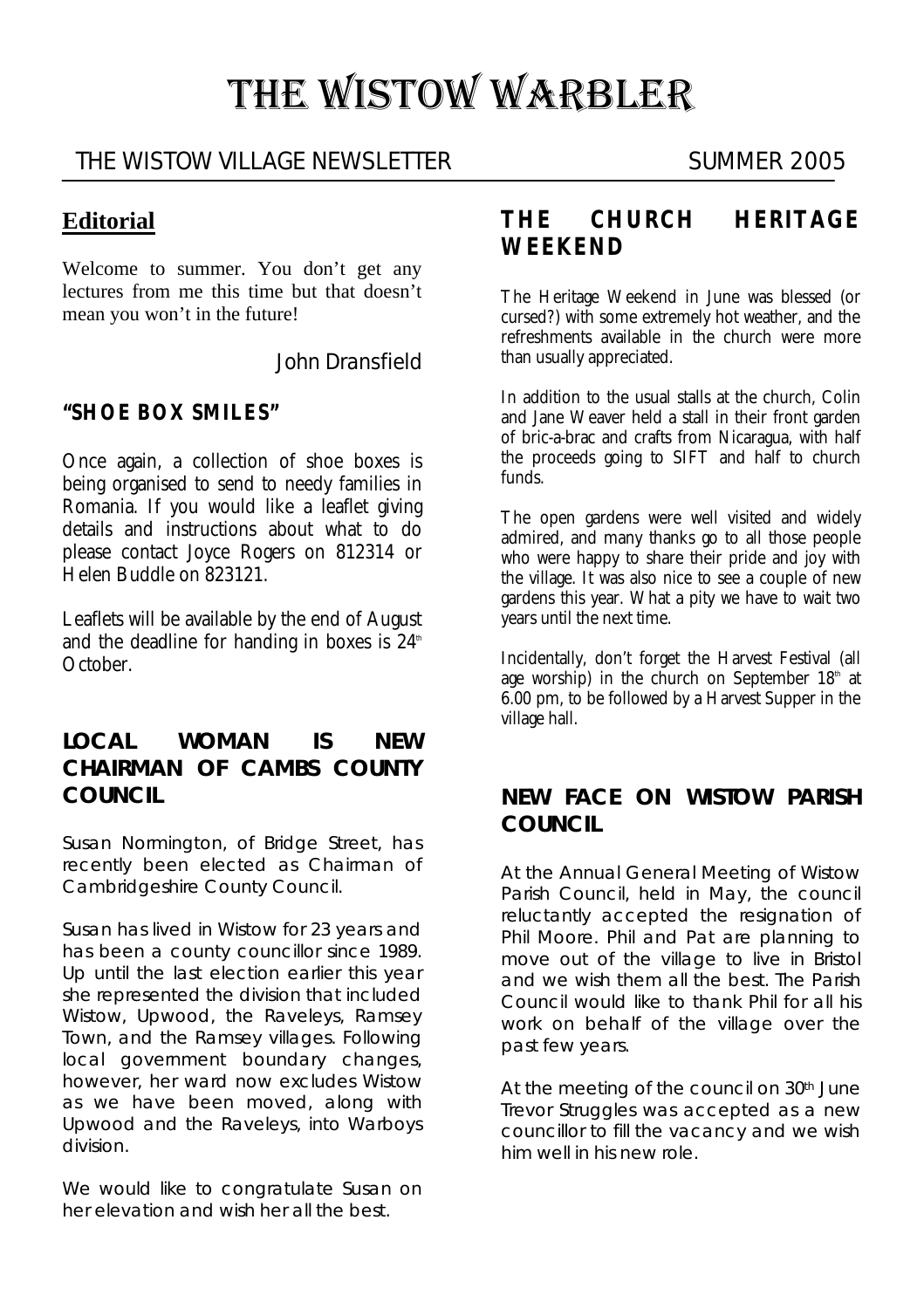# THE WISTOW WARBLER

THE WISTOW VILLAGE NEWSLETTER SUMMER 2005

## Editorial

Welcome to summer. You don't get any lectures from me this time but that doesn't mean you won't in the future!

John Dransfield

### "SHOE BOX SMILES"

Once again, a collection of shoe boxes is being organised to send to needy families in Romania. If you would like a leaflet giving details and instructions about what to do please contact Joyce Rogers on 812314 or Helen Buddle on 823121.

Leaflets will be available by the end of August and the deadline for handing in boxes is 24th October.

### LOCAL WOMAN IS NEW CHAIRMAN OF CAMBS COUNTY COUNCIL

Susan Normington, of Bridge Street, has recently been elected as Chairman of Cambridgeshire County Council.

Susan has lived in Wistow for 23 years and has been a county councillor since 1989. Up until the last election earlier this year she represented the division that included Wistow, Upwood, the Raveleys, Ramsey Town, and the Ramsey villages. Following local government boundary changes, however, her ward now excludes Wistow as we have been moved, along with Upwood and the Raveleys, into Warboys division.

We would like to congratulate Susan on her elevation and wish her all the best.

### THE CHURCH HERITAGE WEEKEND

The Heritage Weekend in June was blessed (or cursed?) with some extremely hot weather, and the refreshments available in the church were more than usually appreciated.

In addition to the usual stalls at the church, Colin and Jane Weaver held a stall in their front garden of bric-a-brac and crafts from Nicaragua, with half the proceeds going to SIFT and half to church funds.

The open gardens were well visited and widely admired, and many thanks go to all those people who were happy to share their pride and joy with the village. It was also nice to see a couple of new gardens this year. What a pity we have to wait two years until the next time.

Incidentally, don't forget the Harvest Festival (all age worship) in the church on September 18th at 6.00 pm, to be followed by a Harvest Supper in the village hall.

### NEW FACE ON WISTOW PARISH COUNCIL

At the Annual General Meeting of Wistow Parish Council, held in May, the council reluctantly accepted the resignation of Phil Moore. Phil and Pat are planning to move out of the village to live in Bristol and we wish them all the best. The Parish Council would like to thank Phil for all his work on behalf of the village over the past few years.

At the meeting of the council on 30th June Trevor Struggles was accepted as a new councillor to fill the vacancy and we wish him well in his new role.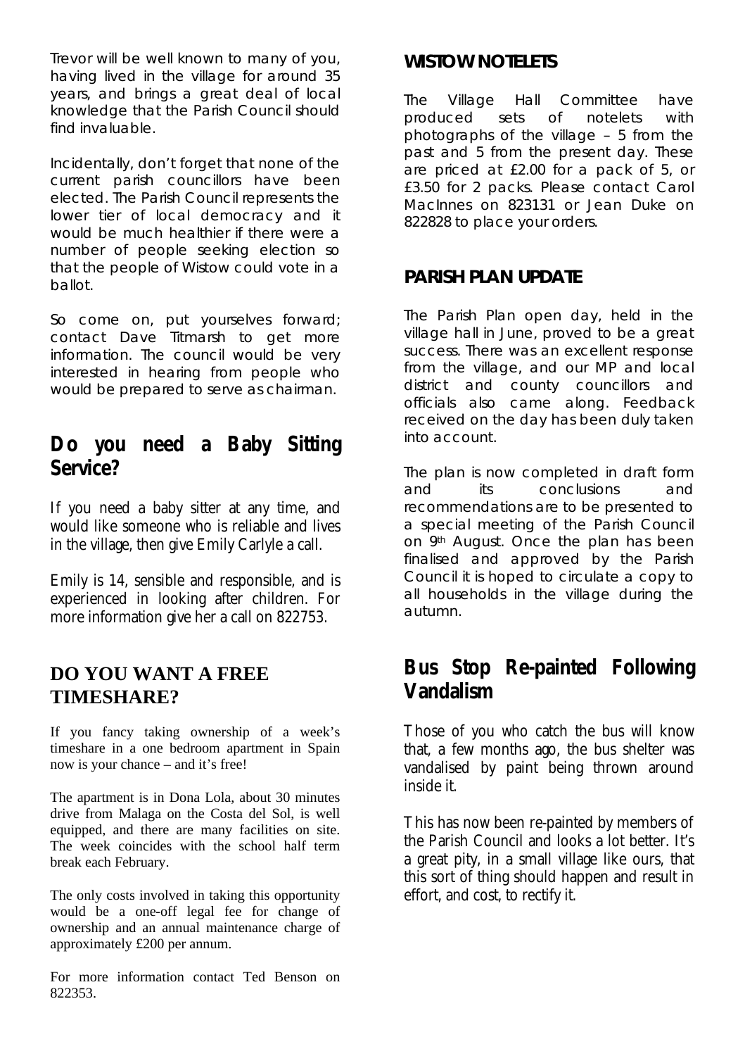Trevor will be well known to many of you, having lived in the village for around 35 years, and brings a great deal of local knowledge that the Parish Council should find invaluable.

Incidentally, don't forget that none of the current parish councillors have been elected. The Parish Council represents the lower tier of local democracy and it would be much healthier if there were a number of people seeking election so that the people of Wistow could vote in a ballot.

So come on, put yourselves forward; contact Dave Titmarsh to get more information. The council would be very interested in hearing from people who would be prepared to serve as chairman.

## Do you need a Baby Sitting Service?

If you need a baby sitter at any time, and would like someone who is reliable and lives in the village, then give Emily Carlyle a call.

Emily is 14, sensible and responsible, and is experienced in looking after children. For more information give her a call on 822753.

## DO YOU WANT A FREE TIMESHARE?

If you fancy taking ownership of a week's timeshare in a one bedroom apartment in Spain now is your chance – and it's free!

The apartment is in Dona Lola, about 30 minutes drive from Malaga on the Costa del Sol, is well equipped, and there are many facilities on site. The week coincides with the school half term break each February.

The only costs involved in taking this opportunity would be a one-off legal fee for change of ownership and an annual maintenance charge of approximately £200 per annum.

For more information contact Ted Benson on 822353.

## WISTOW NOTELETS

The Village Hall Committee have produced sets of notelets with photographs of the village – 5 from the past and 5 from the present day. These are priced at £2.00 for a pack of 5, or £3.50 for 2 packs. Please contact Carol MacInnes on 823131 or Jean Duke on 822828 to place your orders.

## PARISH PLAN UPDATE

The Parish Plan open day, held in the village hall in June, proved to be a great success. There was an excellent response from the village, and our MP and local district and county councillors and officials also came along. Feedback received on the day has been duly taken into account.

The plan is now completed in draft form and its conclusions and recommendations are to be presented to a special meeting of the Parish Council on 9th August. Once the plan has been finalised and approved by the Parish Council it is hoped to circulate a copy to all households in the village during the autumn.

## Bus Stop Re-painted Following Vandalism

Those of you who catch the bus will know that, a few months ago, the bus shelter was vandalised by paint being thrown around inside it.

This has now been re-painted by members of the Parish Council and looks a lot better. It's a great pity, in a small village like ours, that this sort of thing should happen and result in effort, and cost, to rectify it.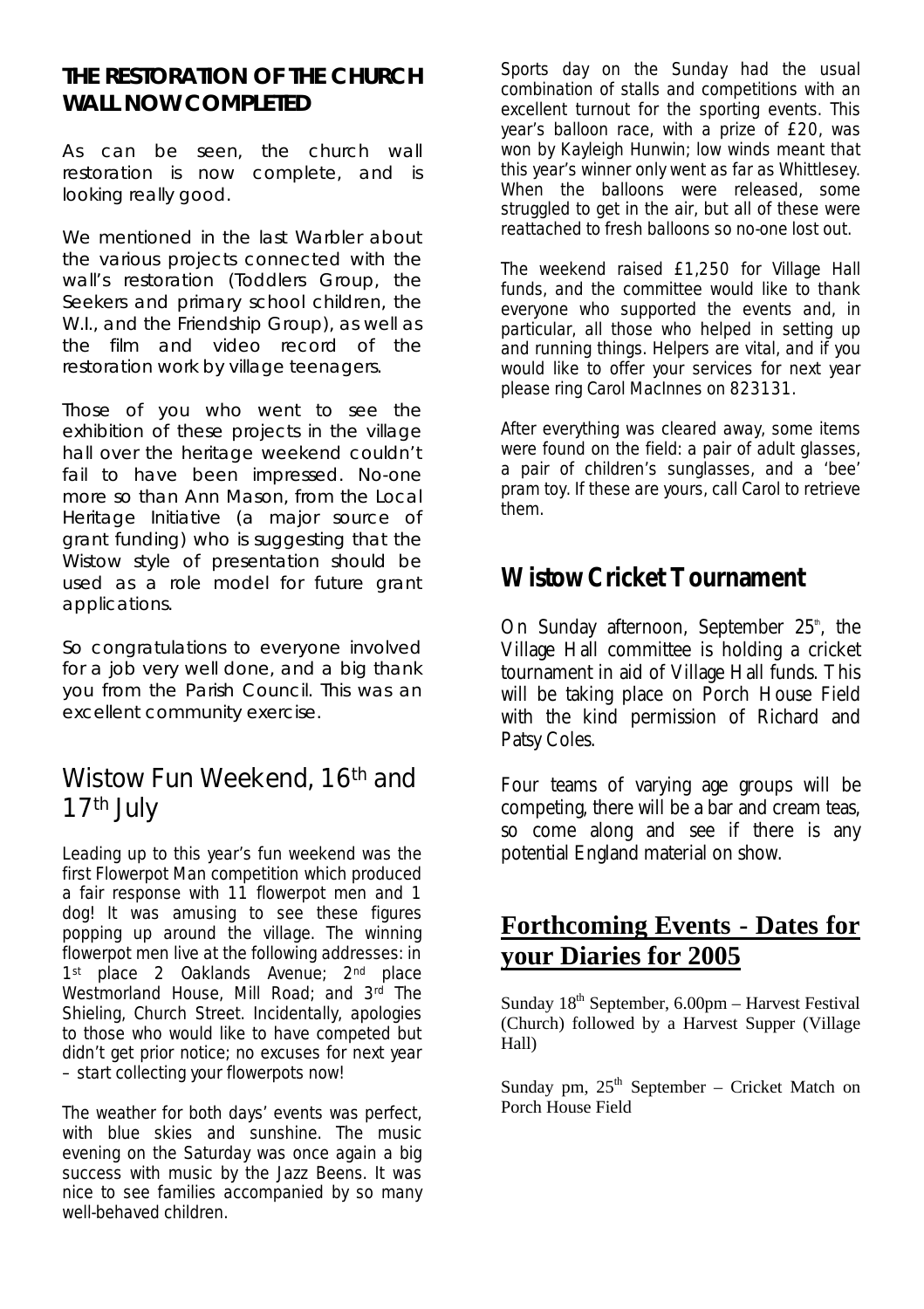## THE RESTORATION OF THE CHURCH WALL NOW COMPLETED

As can be seen, the church wall restoration is now complete, and is looking really good.

We mentioned in the last Warbler about the various projects connected with the wall's restoration (Toddlers Group, the Seekers and primary school children, the W.I., and the Friendship Group), as well as the film and video record of the restoration work by village teenagers.

Those of you who went to see the exhibition of these projects in the village hall over the heritage weekend couldn't fail to have been impressed. No-one more so than Ann Mason, from the Local Heritage Initiative (a major source of grant funding) who is suggesting that the Wistow style of presentation should be used as a role model for future grant applications.

So congratulations to everyone involved for a job very well done, and a big thank you from the Parish Council. This was an excellent community exercise.

## Wistow Fun Weekend, 16th and 17th July

Leading up to this year's fun weekend was the first Flowerpot Man competition which produced a fair response with 11 flowerpot men and 1 dog! It was amusing to see these figures popping up around the village. The winning flowerpot men live at the following addresses: in 1st place 2 Oaklands Avenue; 2nd place Westmorland House, Mill Road; and 3rd The Shieling, Church Street. Incidentally, apologies to those who would like to have competed but didn't get prior notice; no excuses for next year – start collecting your flowerpots now!

The weather for both days' events was perfect, with blue skies and sunshine. The music evening on the Saturday was once again a big success with music by the Jazz Beens. It was nice to see families accompanied by so many well-behaved children.

Sports day on the Sunday had the usual combination of stalls and competitions with an excellent turnout for the sporting events. This year's balloon race, with a prize of £20, was won by Kayleigh Hunwin; low winds meant that this year's winner only went as far as Whittlesey. When the balloons were released, some struggled to get in the air, but all of these were reattached to fresh balloons so no-one lost out.

The weekend raised £1,250 for Village Hall funds, and the committee would like to thank everyone who supported the events and, in particular, all those who helped in setting up and running things. Helpers are vital, and if you would like to offer your services for next year please ring Carol MacInnes on 823131.

After everything was cleared away, some items were found on the field: a pair of adult glasses, a pair of children's sunglasses, and a 'bee' pram toy. If these are yours, call Carol to retrieve them.

## Wistow Cricket Tournament

On Sunday afternoon, September 25th, the Village Hall committee is holding a cricket tournament in aid of Village Hall funds. This will be taking place on Porch House Field with the kind permission of Richard and Patsy Coles.

Four teams of varying age groups will be competing, there will be a bar and cream teas, so come along and see if there is any potential England material on show.

## Forthcoming Events - Dates for your Diaries for 2005

Sunday 18th September, 6.00pm – Harvest Festival (Church) followed by a Harvest Supper (Village Hall)

Sunday pm, 25th September – Cricket Match on Porch House Field